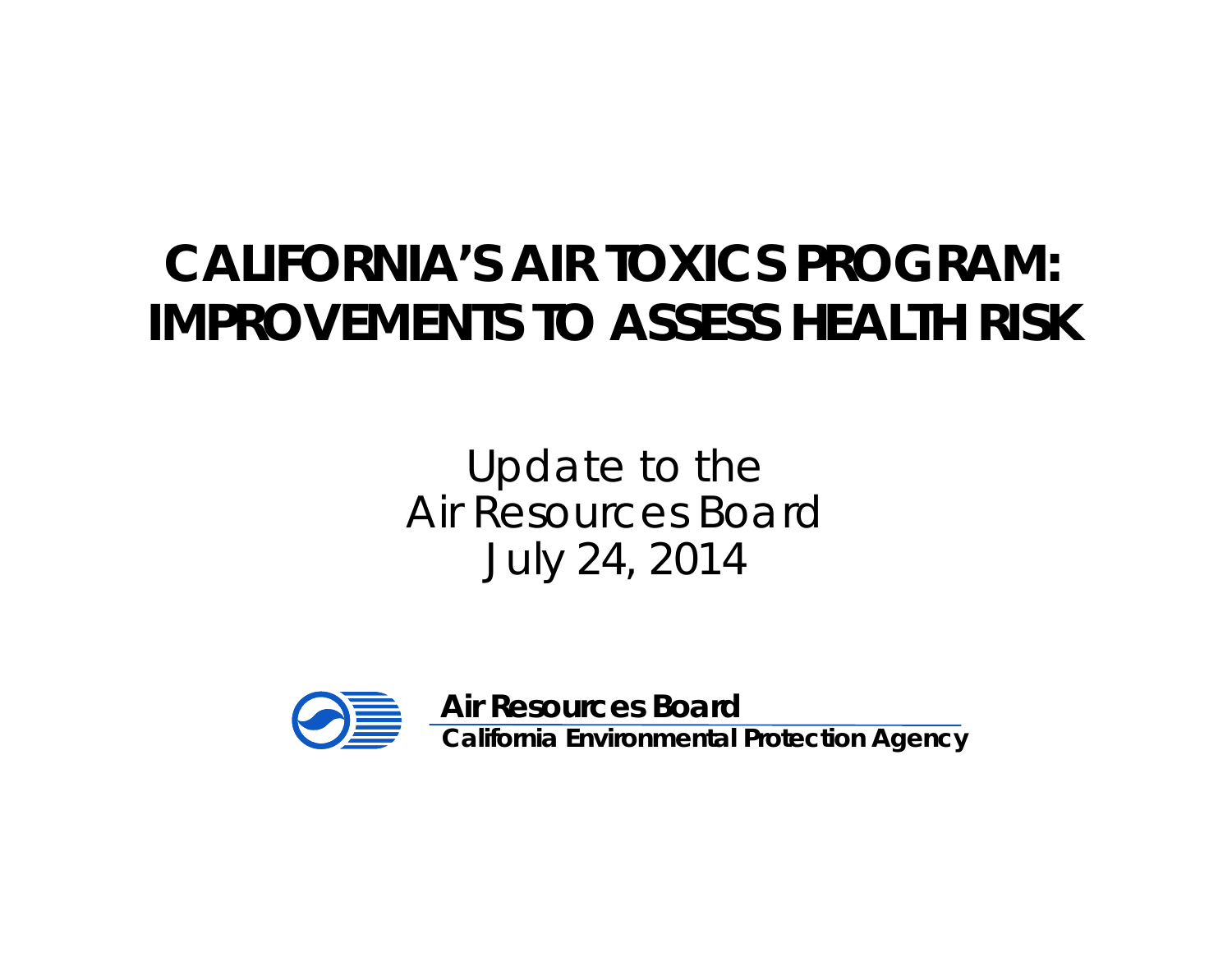# CALIFORNIA'S AIR TOXICS PROGRAM: IMPROVEMENTS TO ASSESS HEALTH RISK

Update to the
Air Resources Board
July 24, 2014

**Air Resources Board**
**California Environmental Protection Agency**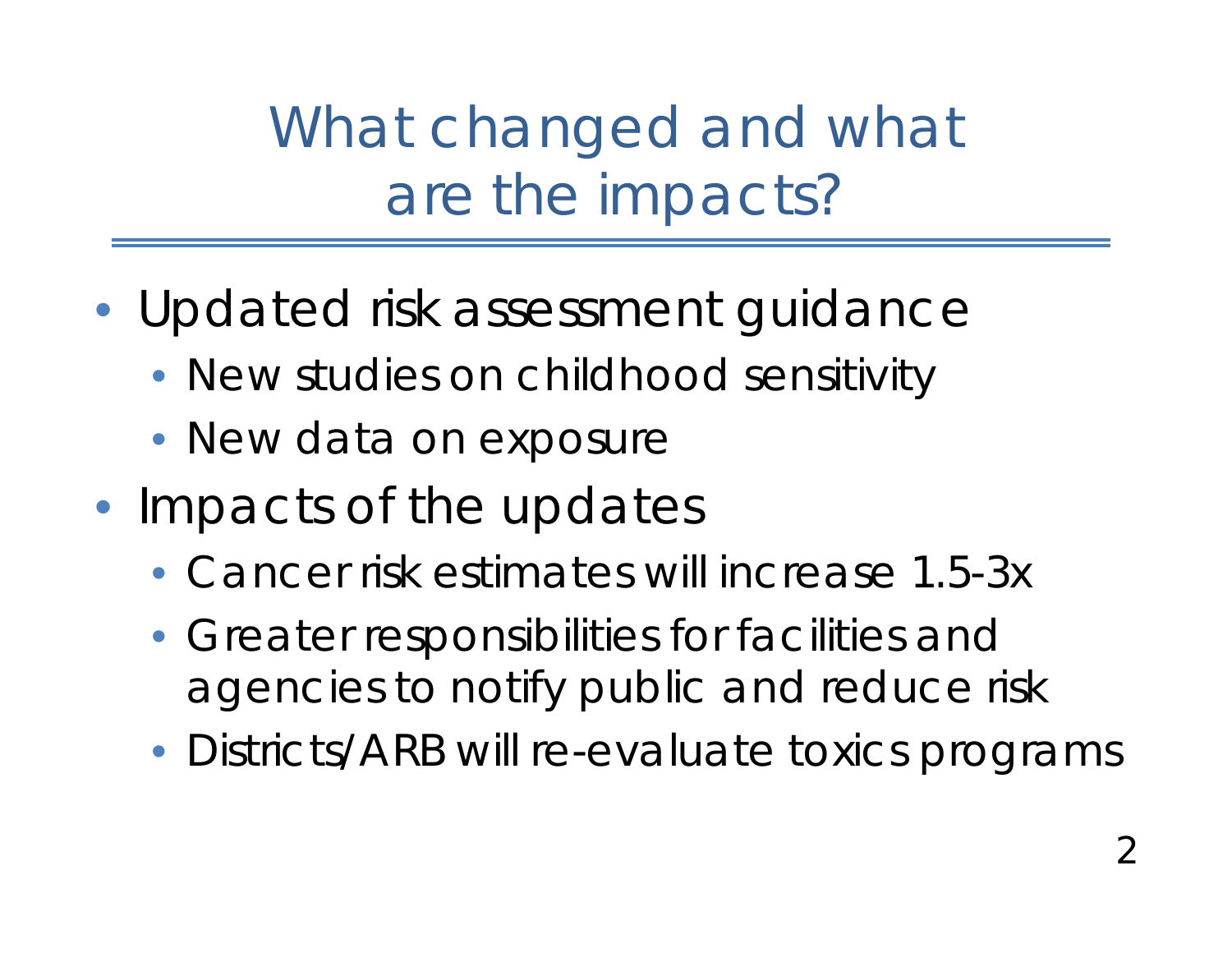# What changed and what are the impacts?

- Updated risk assessment guidance
  - New studies on childhood sensitivity
  - New data on exposure
- Impacts of the updates
  - Cancer risk estimates will increase 1.5-3x
  - Greater responsibilities for facilities and agencies to notify public and reduce risk
  - Districts/ARB will re-evaluate toxics programs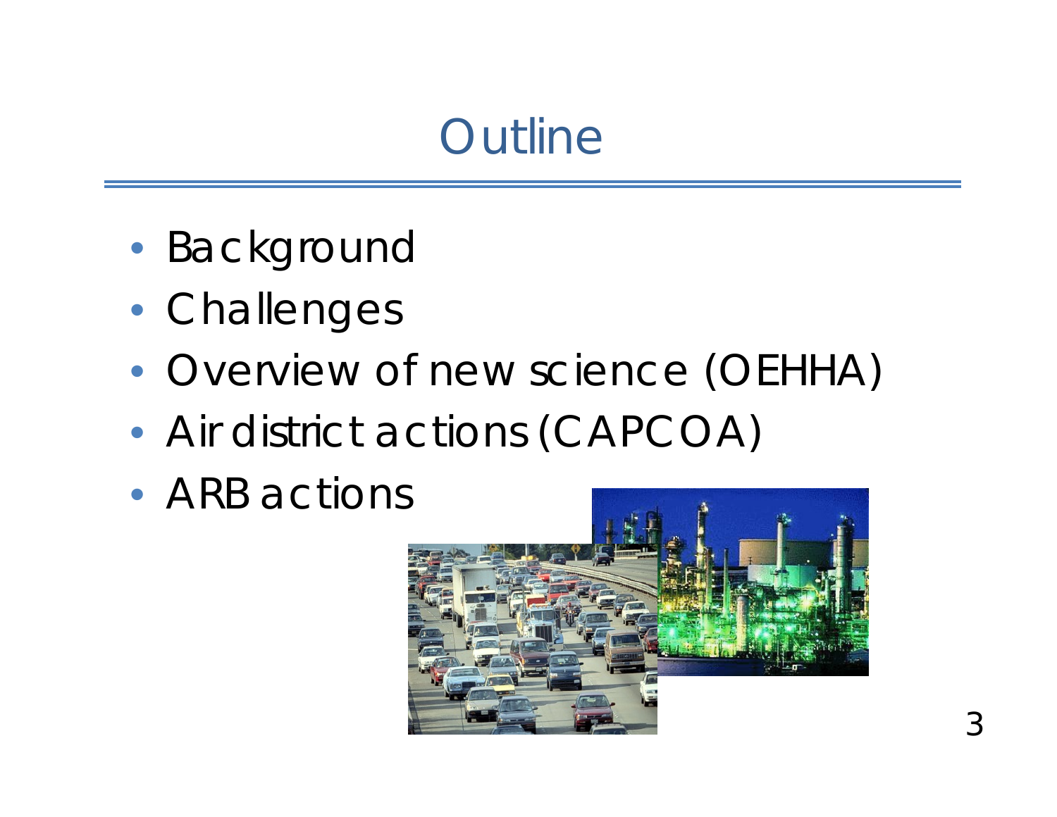# Outline

- Background
- Challenges
- Overview of new science (OEHHA)
- Air district actions (CAPCOA)
- ARB actions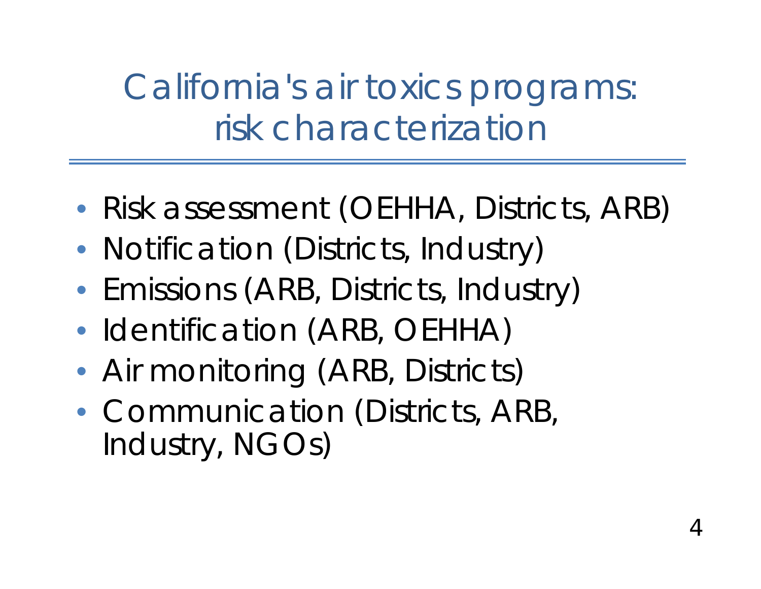# California's air toxics programs: risk characterization

- Risk assessment (OEHHA, Districts, ARB)
- Notification (Districts, Industry)
- Emissions (ARB, Districts, Industry)
- Identification (ARB, OEHHA)
- Air monitoring (ARB, Districts)
- Communication (Districts, ARB, Industry, NGOs)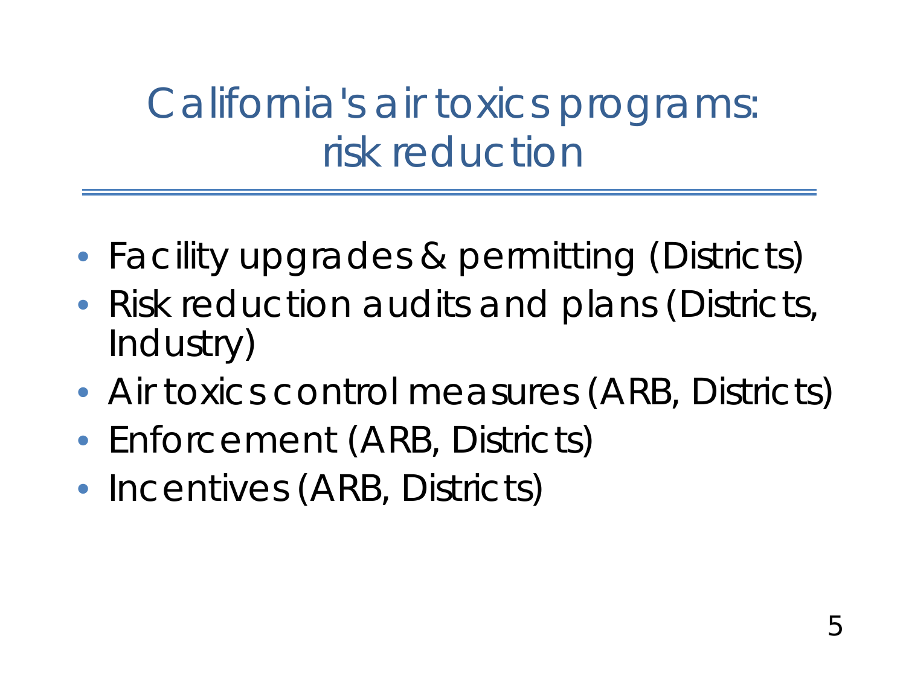# California's air toxics programs: risk reduction

- Facility upgrades & permitting (Districts)
- Risk reduction audits and plans (Districts, Industry)
- Air toxics control measures (ARB, Districts)
- Enforcement (ARB, Districts)
- Incentives (ARB, Districts)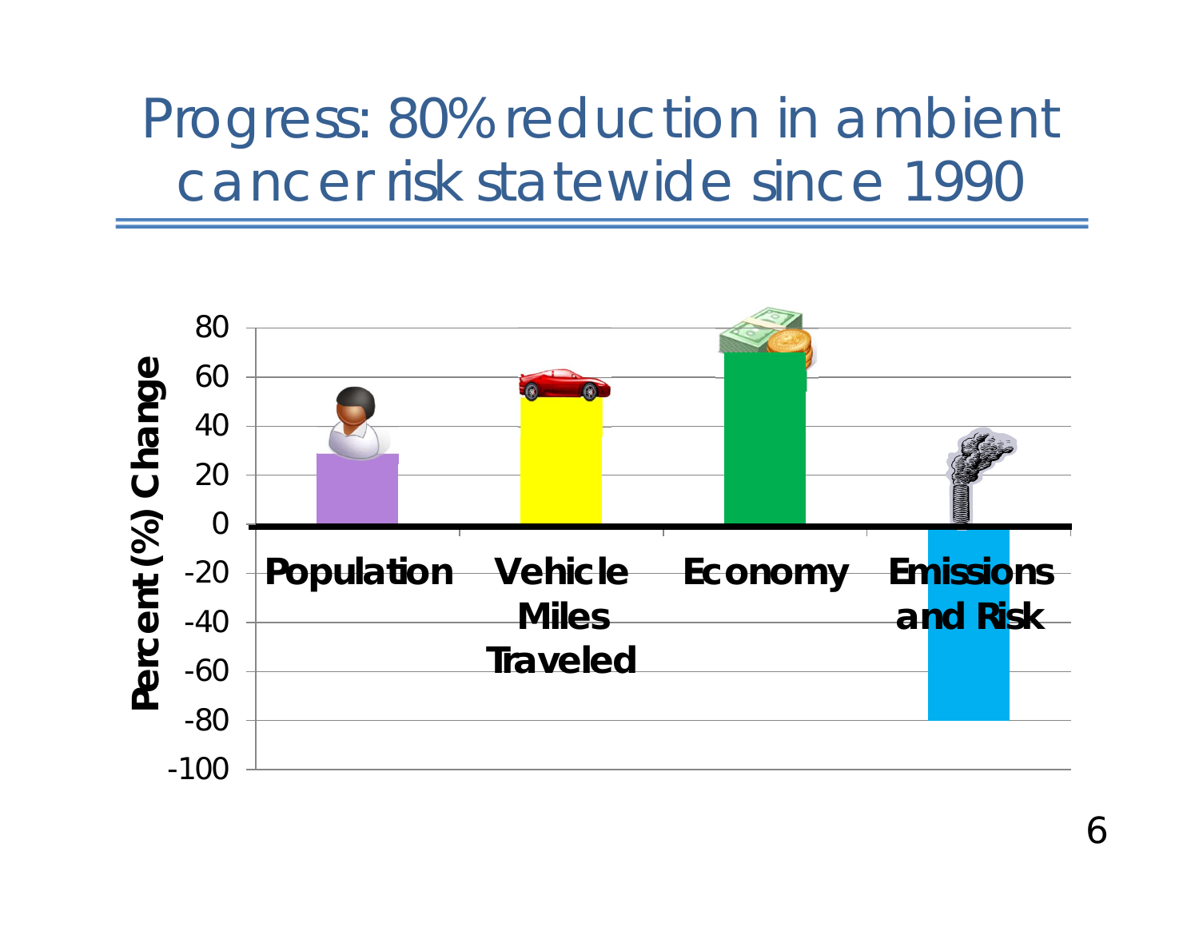# Progress: 80% reduction in ambient cancer risk statewide since 1990

Percent (%) Change

80
60
40
20
0
-20
-40
-60
-80
-100

**Population** | **Vehicle Miles Traveled** | **Economy** | **Emissions and Risk**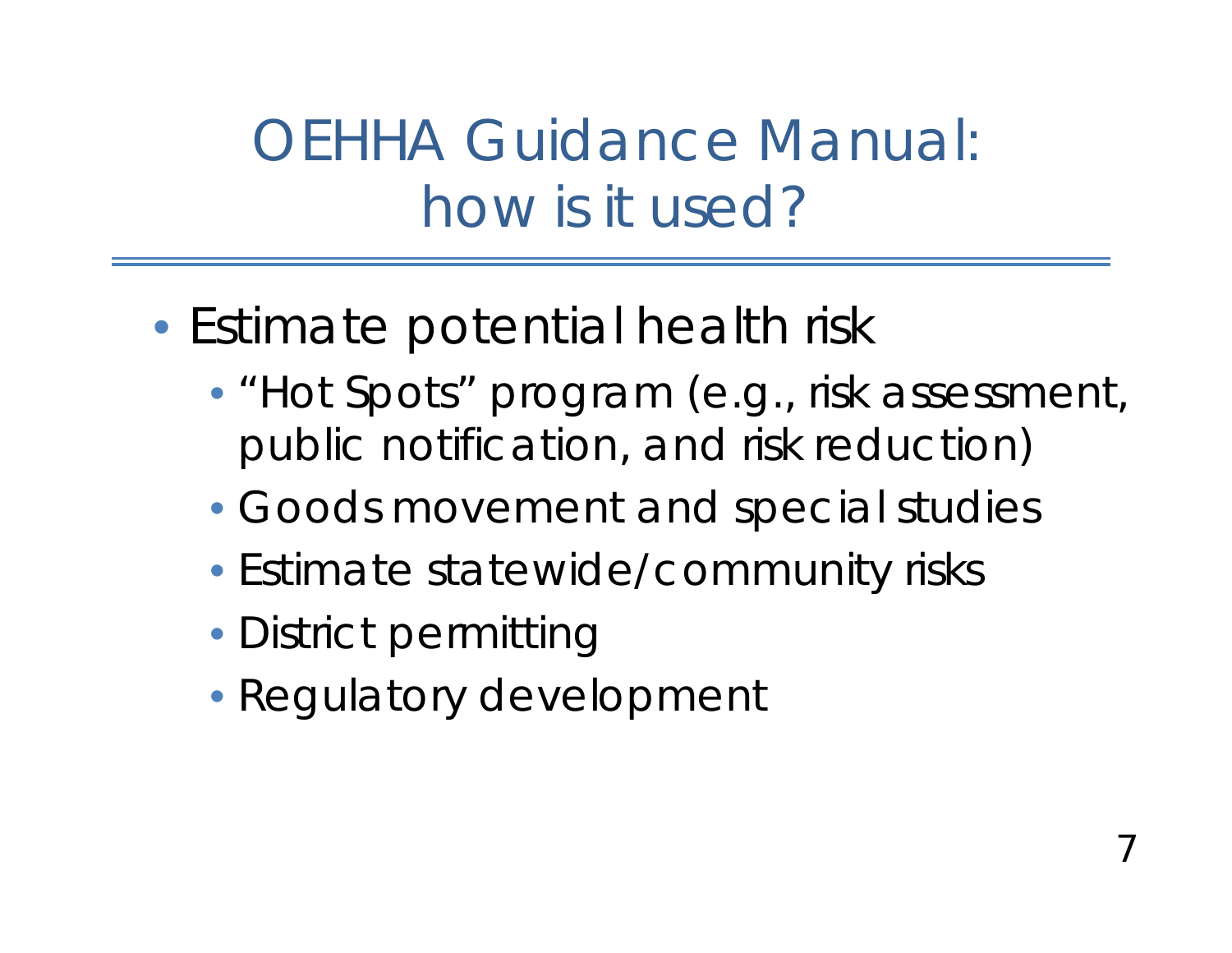# OEHHA Guidance Manual: how is it used?

- Estimate potential health risk
  - "Hot Spots" program (e.g., risk assessment, public notification, and risk reduction)
  - Goods movement and special studies
  - Estimate statewide/community risks
  - District permitting
  - Regulatory development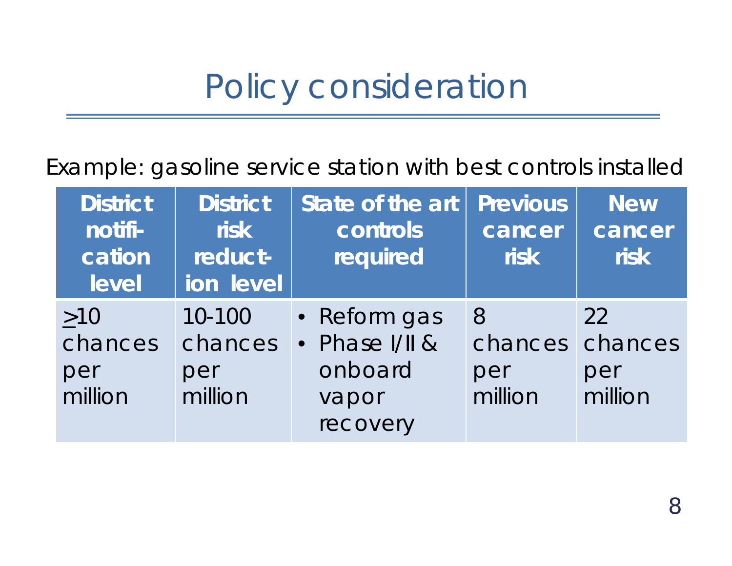# Policy consideration

Example: gasoline service station with best controls installed

| District notification level | District risk reduction level | State of the art controls required | Previous cancer risk | New cancer risk |
|---|---|---|---|---|
| ≥10 chances per million | 10-100 chances per million | • Reform gas<br>• Phase I/II & onboard vapor recovery | 8 chances per million | 22 chances per million |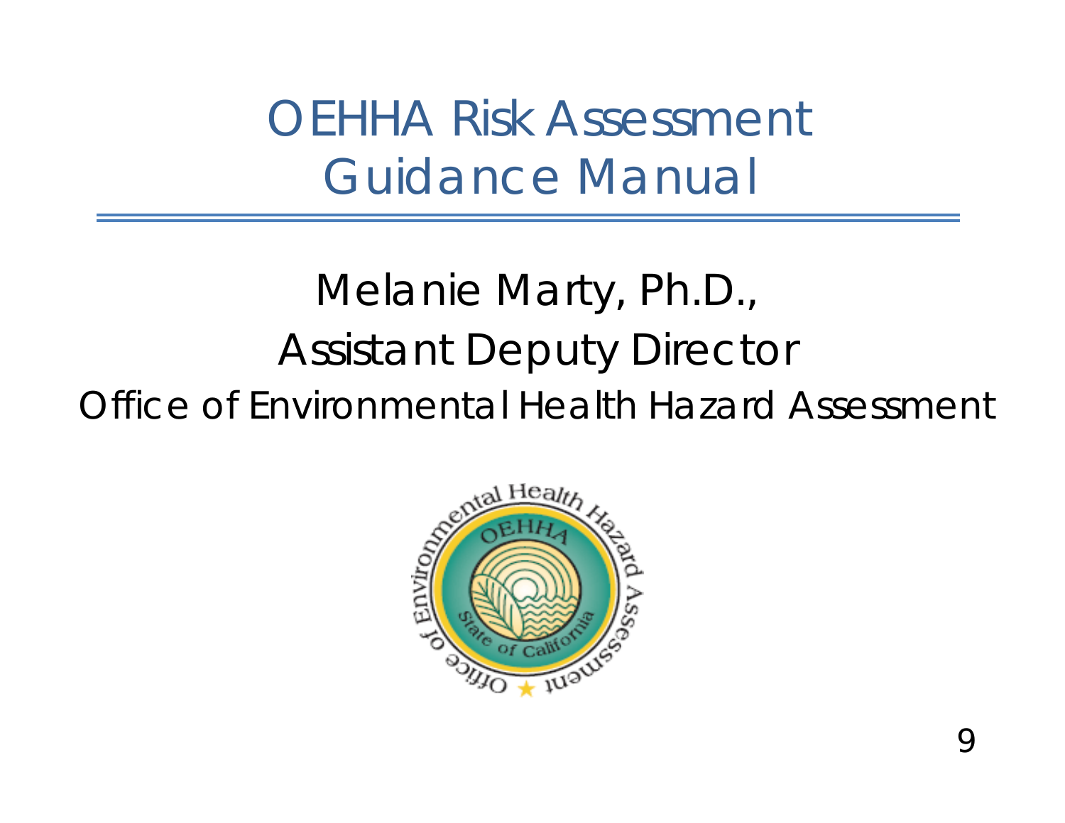# OEHHA Risk Assessment Guidance Manual

Melanie Marty, Ph.D.,

Assistant Deputy Director

Office of Environmental Health Hazard Assessment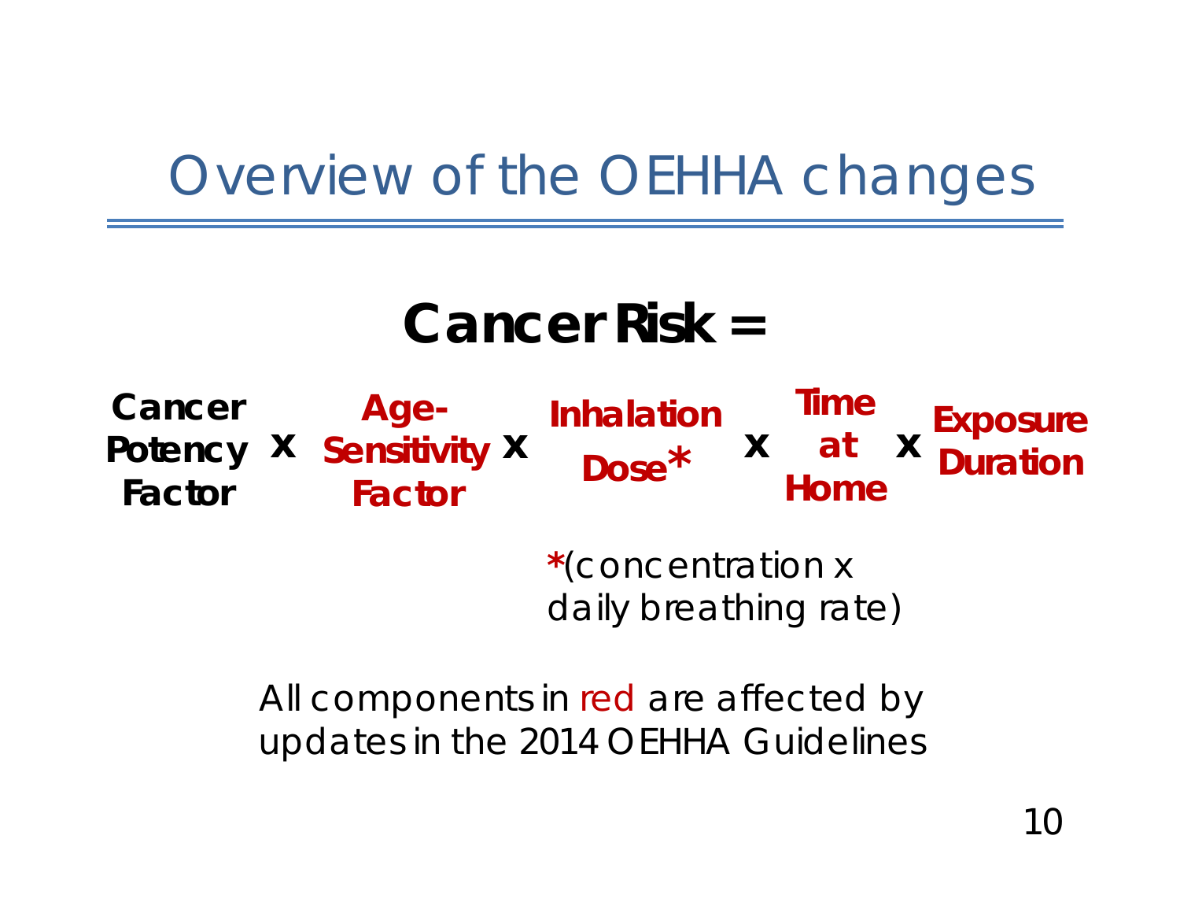# Overview of the OEHHA changes

## Cancer Risk =

**Cancer Potency Factor** x **Age-Sensitivity Factor** x **Inhalation Dose*** x **Time at Home** x **Exposure Duration**

*(concentration x daily breathing rate)

All components in red are affected by updates in the 2014 OEHHA Guidelines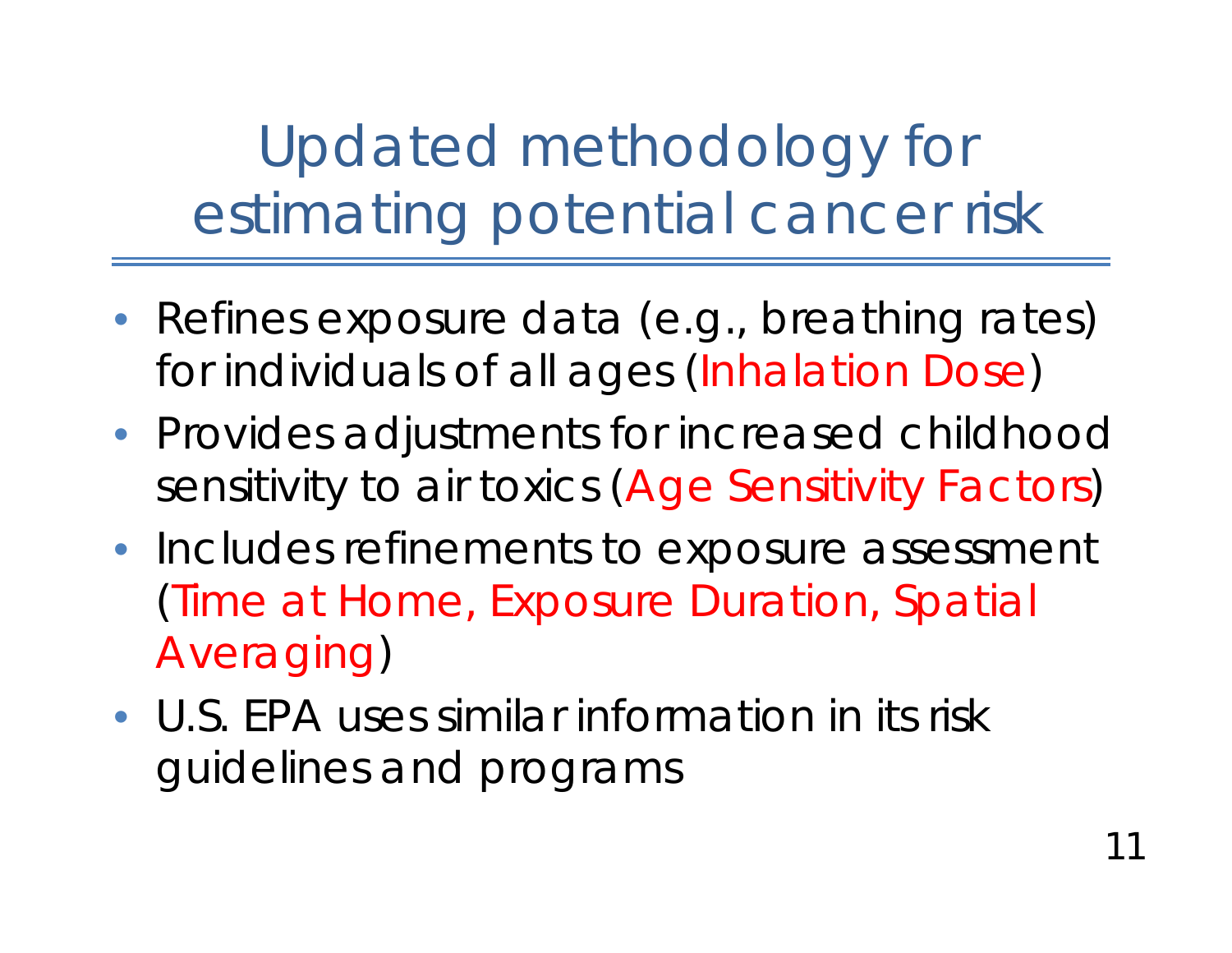# Updated methodology for estimating potential cancer risk

- Refines exposure data (e.g., breathing rates) for individuals of all ages (Inhalation Dose)
- Provides adjustments for increased childhood sensitivity to air toxics (Age Sensitivity Factors)
- Includes refinements to exposure assessment (Time at Home, Exposure Duration, Spatial Averaging)
- U.S. EPA uses similar information in its risk guidelines and programs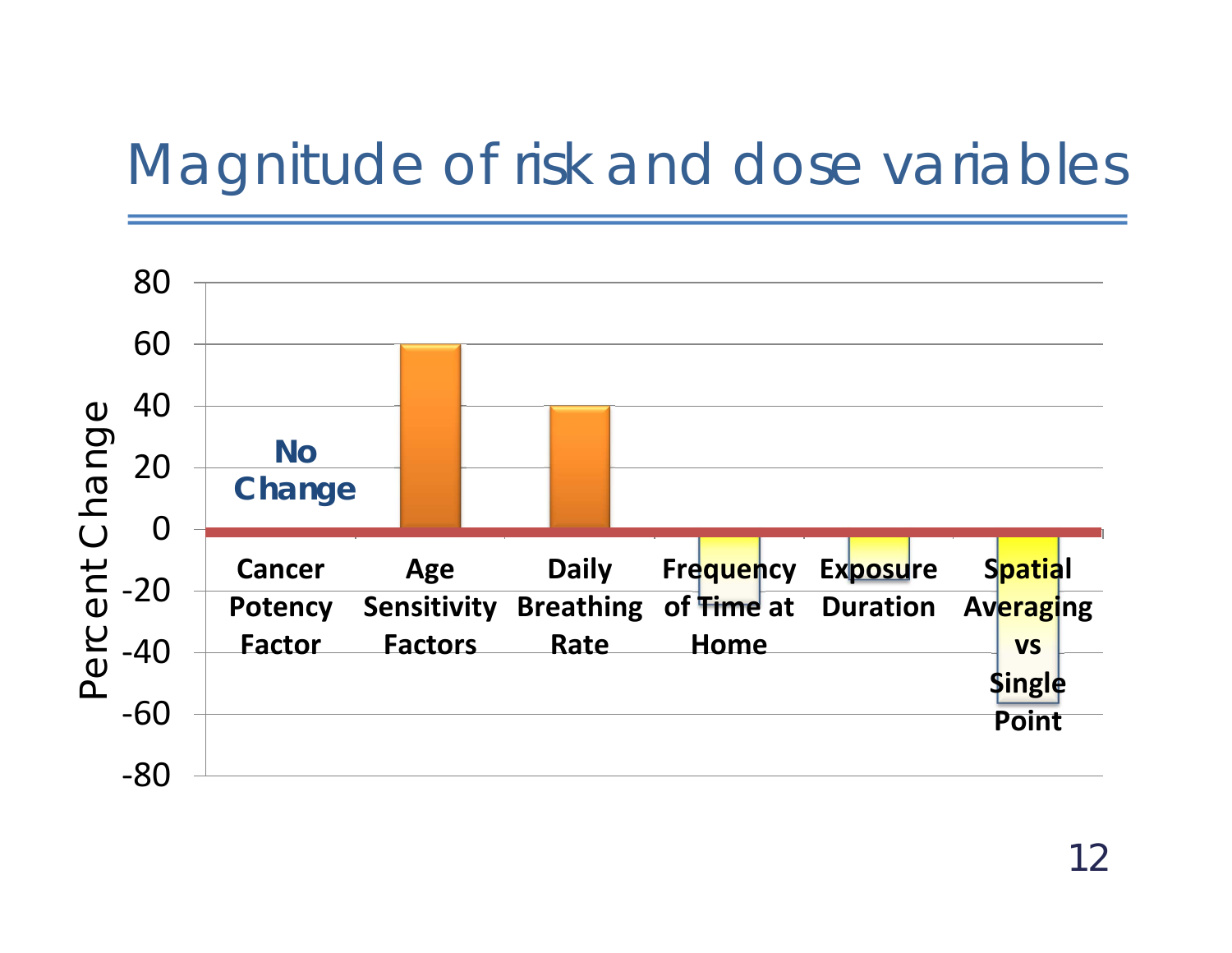# Magnitude of risk and dose variables

Percent Change

80
60
40
20
0
-20
-40
-60
-80

**No Change**

**Cancer Potency Factor**

**Age Sensitivity Factors**

**Daily Breathing Rate**

**Frequency of Time at Home**

**Exposure Duration**

**Spatial Averaging vs Single Point**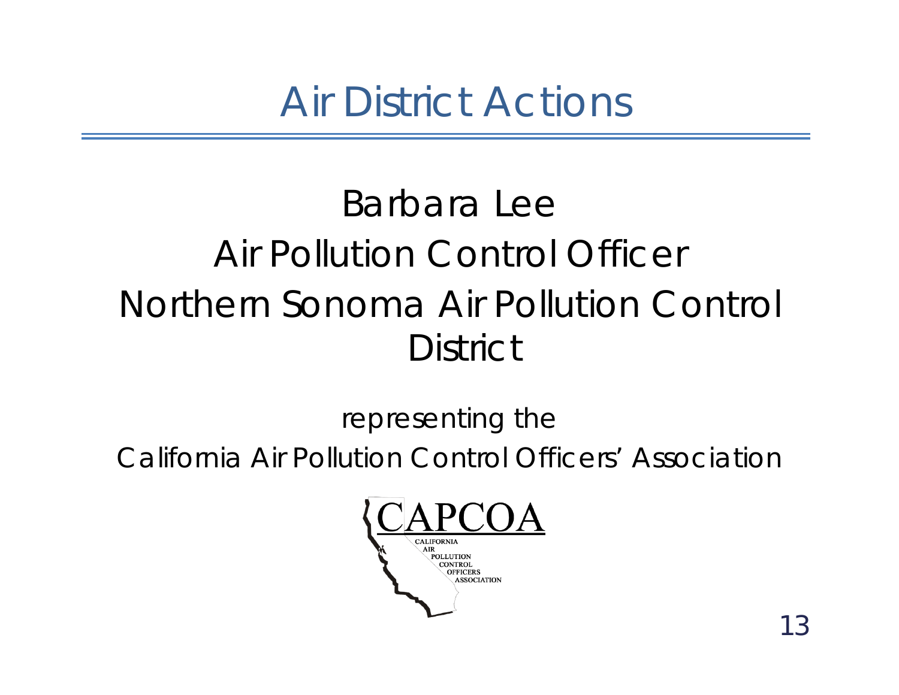# Air District Actions

Barbara Lee

Air Pollution Control Officer

Northern Sonoma Air Pollution Control District

representing the

California Air Pollution Control Officers' Association

CAPCOA

CALIFORNIA AIR POLLUTION CONTROL OFFICERS ASSOCIATION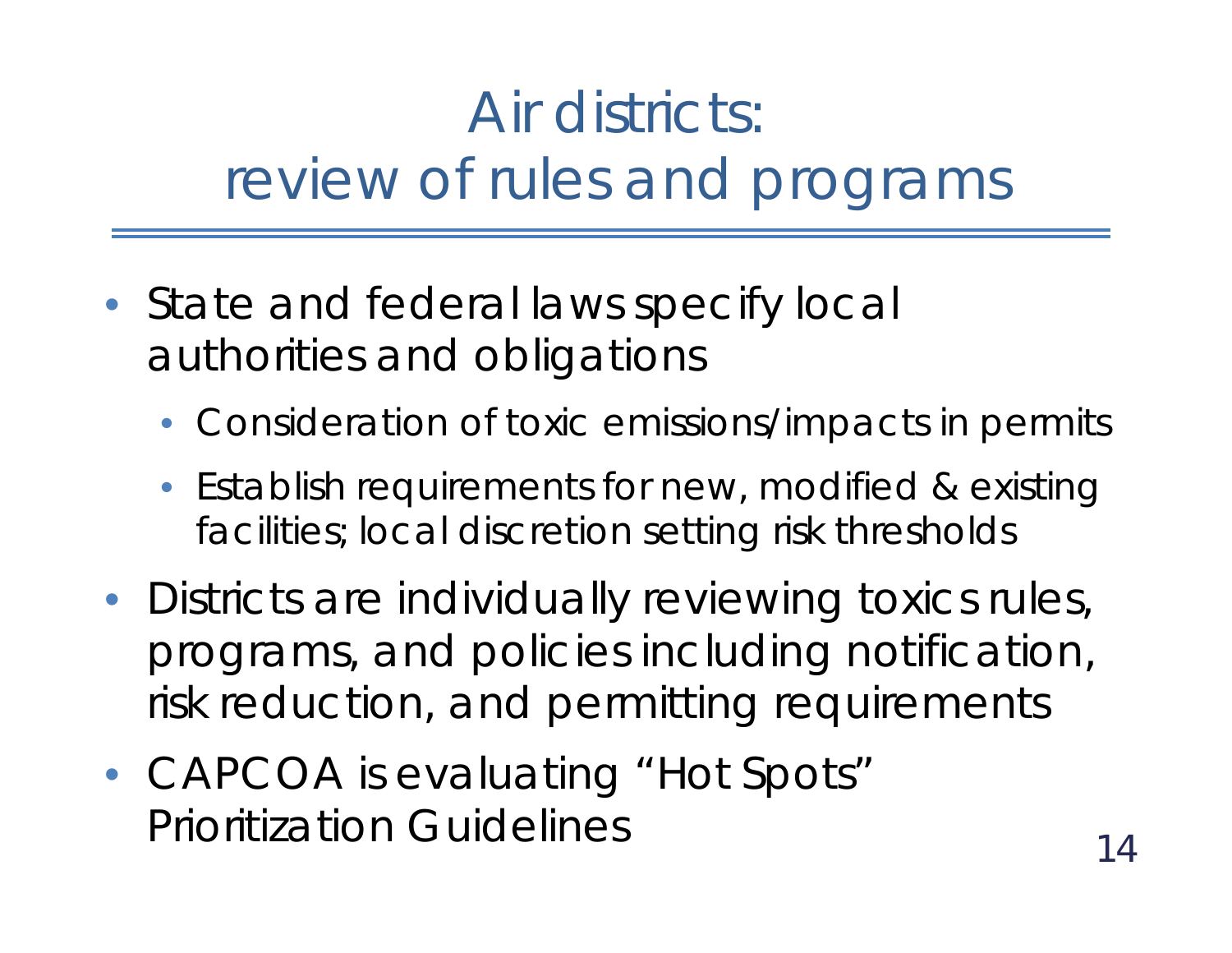# Air districts: review of rules and programs

- State and federal laws specify local authorities and obligations
  - Consideration of toxic emissions/impacts in permits
  - Establish requirements for new, modified & existing facilities; local discretion setting risk thresholds
- Districts are individually reviewing toxics rules, programs, and policies including notification, risk reduction, and permitting requirements
- CAPCOA is evaluating "Hot Spots" Prioritization Guidelines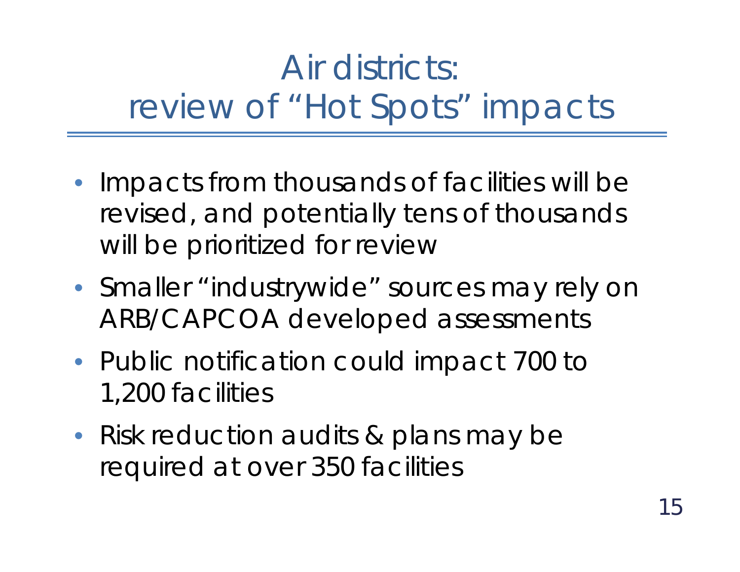# Air districts: review of "Hot Spots" impacts

- Impacts from thousands of facilities will be revised, and potentially tens of thousands will be prioritized for review
- Smaller "industrywide" sources may rely on ARB/CAPCOA developed assessments
- Public notification could impact 700 to 1,200 facilities
- Risk reduction audits & plans may be required at over 350 facilities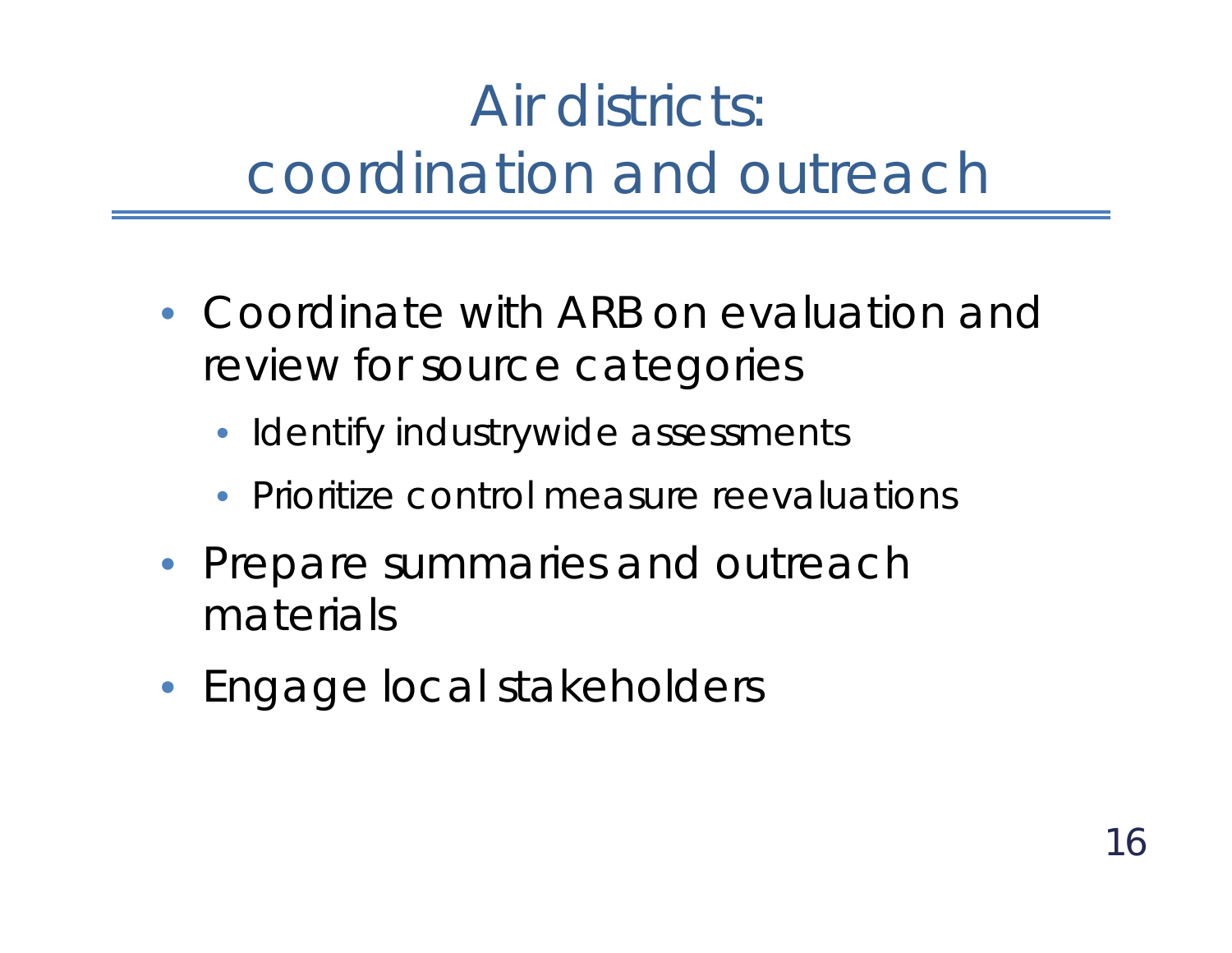# Air districts: coordination and outreach

- Coordinate with ARB on evaluation and review for source categories
  - Identify industrywide assessments
  - Prioritize control measure reevaluations
- Prepare summaries and outreach materials
- Engage local stakeholders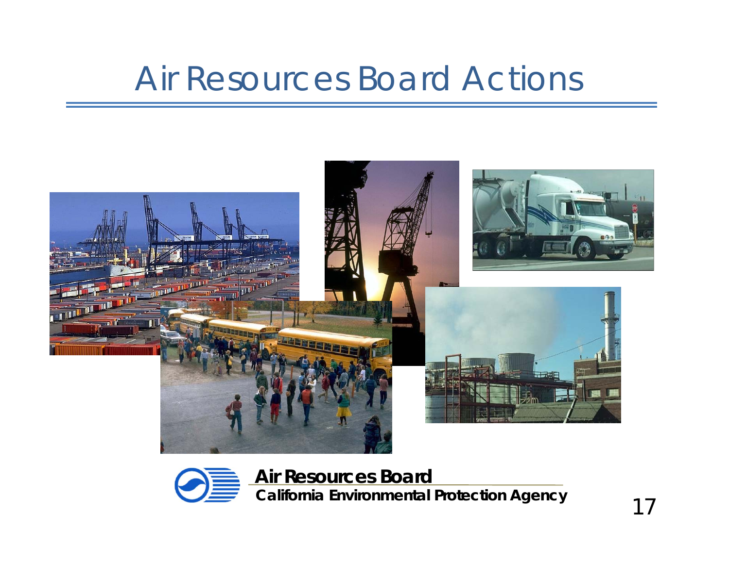# Air Resources Board Actions

**Air Resources Board**

**California Environmental Protection Agency**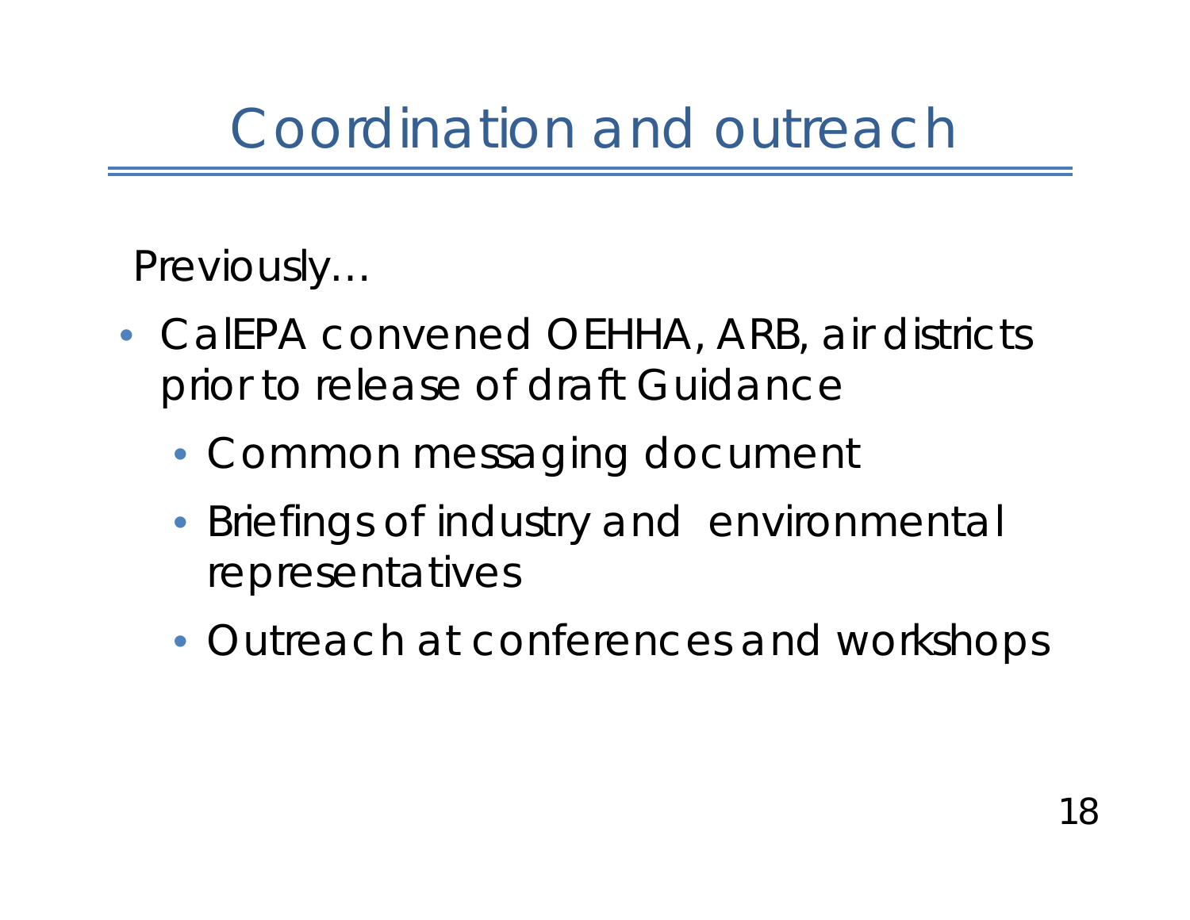# Coordination and outreach

Previously…

- CalEPA convened OEHHA, ARB, air districts prior to release of draft Guidance
  - Common messaging document
  - Briefings of industry and environmental representatives
  - Outreach at conferences and workshops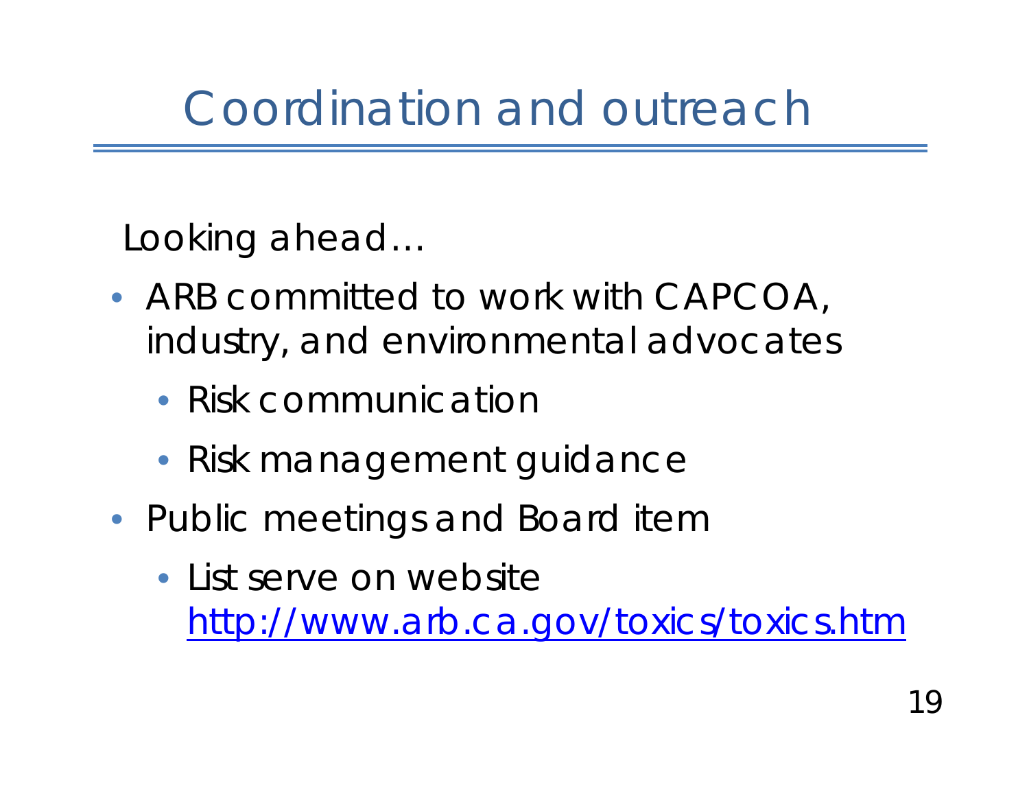# Coordination and outreach

Looking ahead…

- ARB committed to work with CAPCOA, industry, and environmental advocates
  - Risk communication
  - Risk management guidance
- Public meetings and Board item
  - List serve on website http://www.arb.ca.gov/toxics/toxics.htm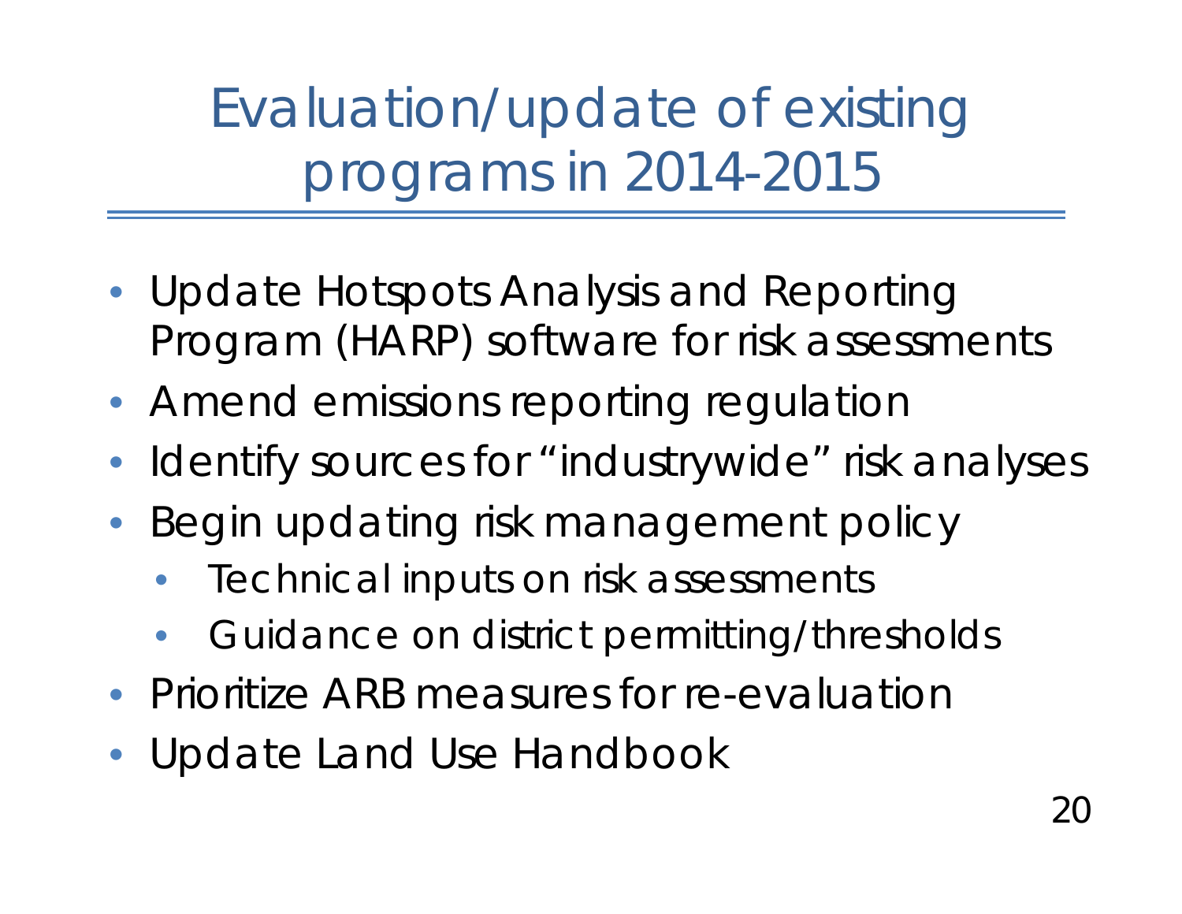# Evaluation/update of existing programs in 2014-2015

- Update Hotspots Analysis and Reporting Program (HARP) software for risk assessments
- Amend emissions reporting regulation
- Identify sources for "industrywide" risk analyses
- Begin updating risk management policy
  - Technical inputs on risk assessments
  - Guidance on district permitting/thresholds
- Prioritize ARB measures for re-evaluation
- Update Land Use Handbook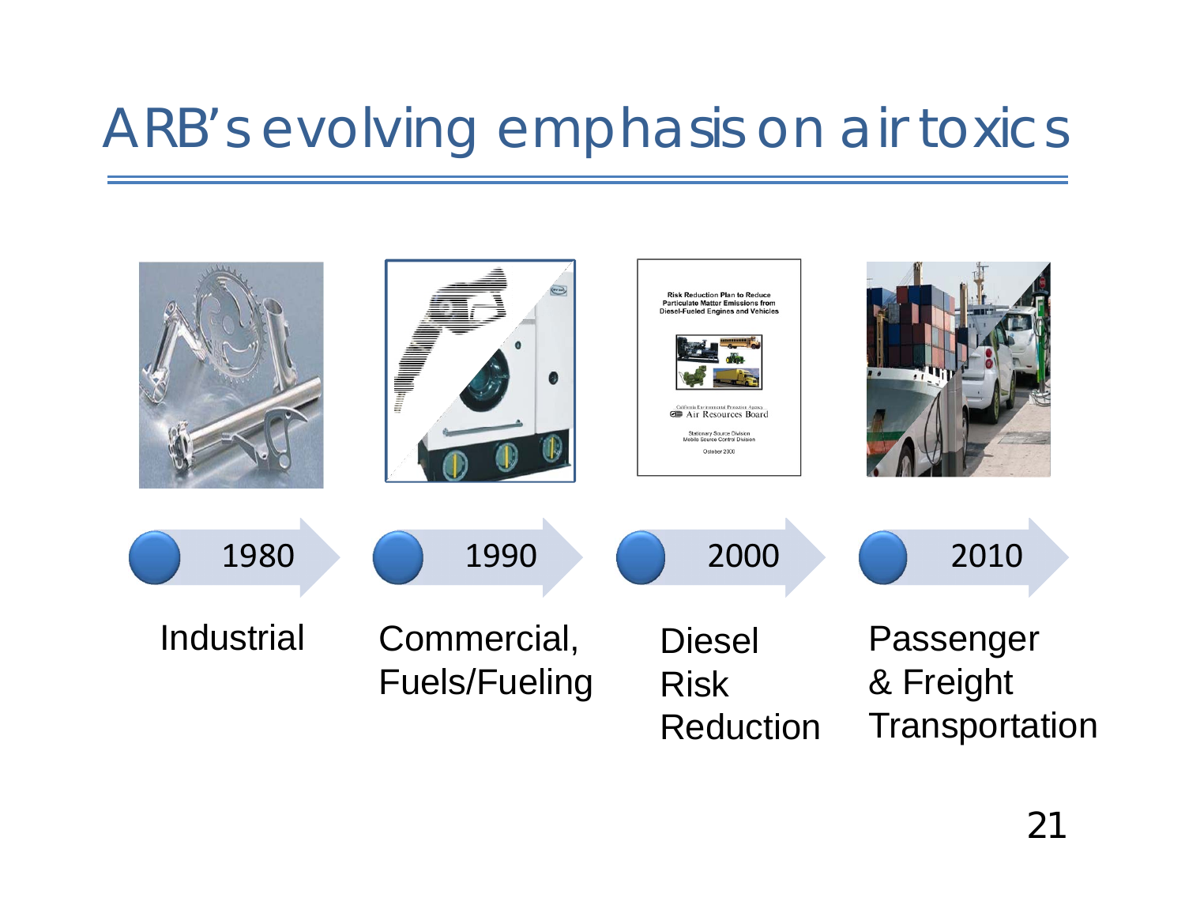# ARB's evolving emphasis on air toxics

| 1980 | 1990 | 2000 | 2010 |
|---|---|---|---|
| Industrial | Commercial, Fuels/Fueling | Diesel Risk Reduction | Passenger & Freight Transportation |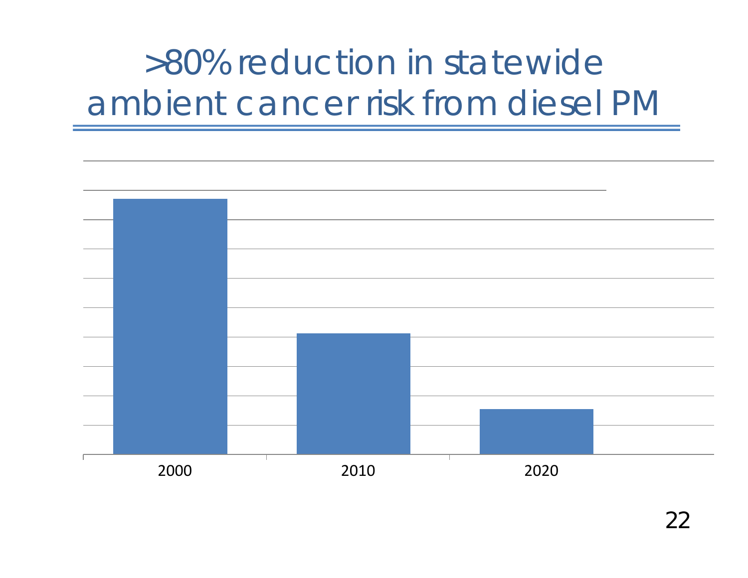# >80% reduction in statewide ambient cancer risk from diesel PM

2000

2010

2020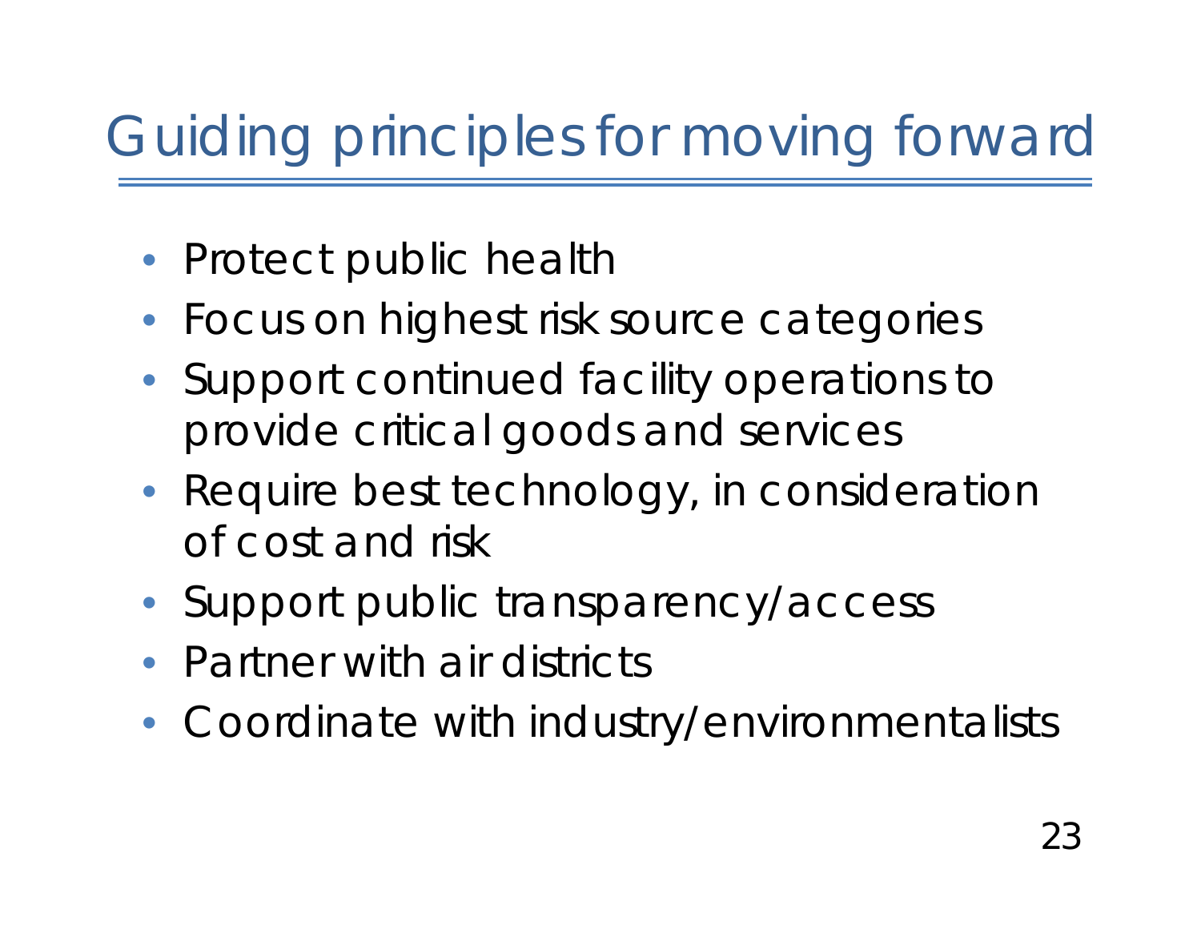# Guiding principles for moving forward

- Protect public health
- Focus on highest risk source categories
- Support continued facility operations to provide critical goods and services
- Require best technology, in consideration of cost and risk
- Support public transparency/access
- Partner with air districts
- Coordinate with industry/environmentalists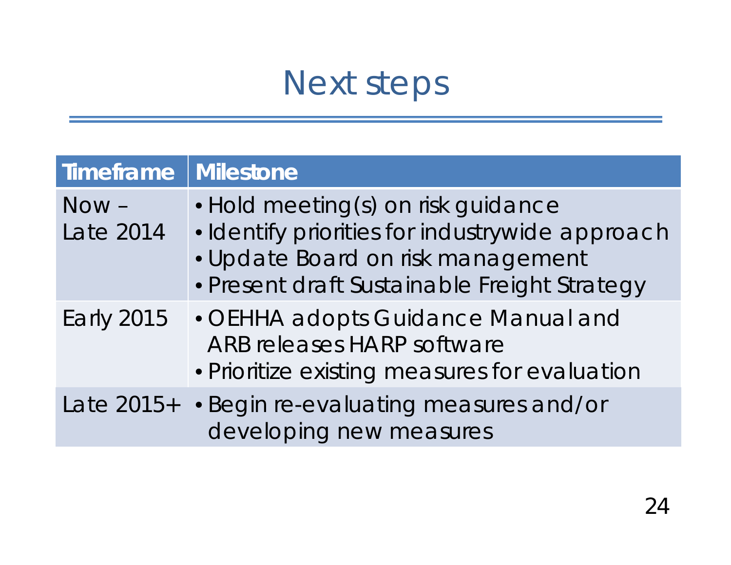# Next steps

| Timeframe | Milestone |
|---|---|
| Now – Late 2014 | • Hold meeting(s) on risk guidance<br>• Identify priorities for industrywide approach<br>• Update Board on risk management<br>• Present draft Sustainable Freight Strategy |
| Early 2015 | • OEHHA adopts Guidance Manual and ARB releases HARP software<br>• Prioritize existing measures for evaluation |
| Late 2015+ | • Begin re-evaluating measures and/or developing new measures |